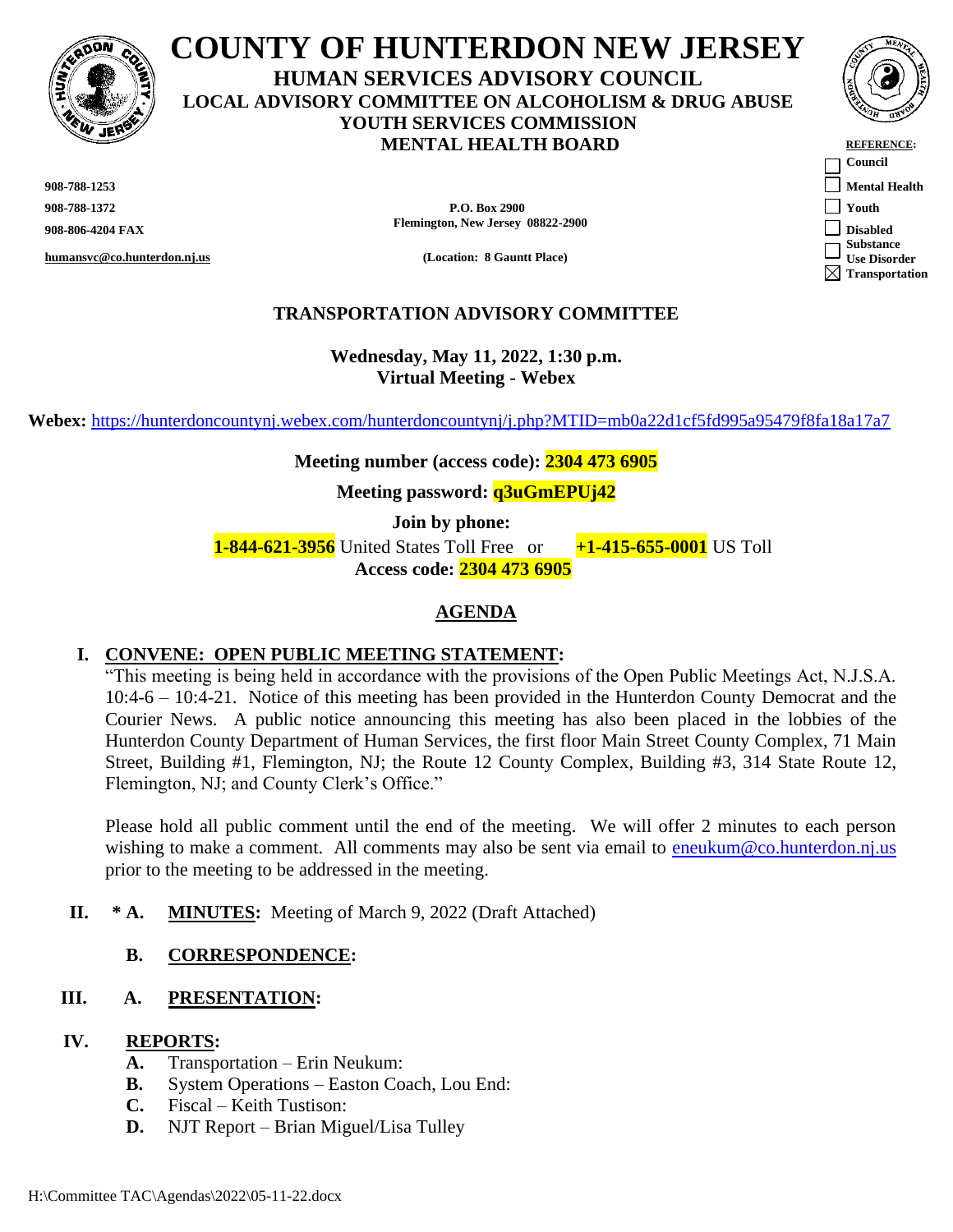# COUNTY OF HUNTERDON NEW JERSEY

**HUMAN SERVICES ADVISORY COUNCIL**
**LOCAL ADVISORY COMMITTEE ON ALCOHOLISM & DRUG ABUSE**
**YOUTH SERVICES COMMISSION**
**MENTAL HEALTH BOARD**

**REFERENCE:**
- ☐ Council
- ☐ Mental Health
- ☐ Youth
- ☐ Disabled
- ☐ Substance Use Disorder
- ☒ Transportation

**908-788-1253**
**908-788-1372**
**908-806-4204 FAX**
**humansvc@co.hunterdon.nj.us**

**P.O. Box 2900**
**Flemington, New Jersey 08822-2900**
**(Location: 8 Gauntt Place)**

## TRANSPORTATION ADVISORY COMMITTEE

**Wednesday, May 11, 2022, 1:30 p.m.**
**Virtual Meeting - Webex**

**Webex:** https://hunterdoncountynj.webex.com/hunterdoncountynj/j.php?MTID=mb0a22d1cf5fd995a95479f8fa18a17a7

**Meeting number (access code): 2304 473 6905**

**Meeting password: q3uGmEPUj42**

**Join by phone:**
**1-844-621-3956** United States Toll Free or **+1-415-655-0001** US Toll
**Access code: 2304 473 6905**

## AGENDA

**I. CONVENE: OPEN PUBLIC MEETING STATEMENT:**

"This meeting is being held in accordance with the provisions of the Open Public Meetings Act, N.J.S.A. 10:4-6 – 10:4-21. Notice of this meeting has been provided in the Hunterdon County Democrat and the Courier News. A public notice announcing this meeting has also been placed in the lobbies of the Hunterdon County Department of Human Services, the first floor Main Street County Complex, 71 Main Street, Building #1, Flemington, NJ; the Route 12 County Complex, Building #3, 314 State Route 12, Flemington, NJ; and County Clerk's Office."

Please hold all public comment until the end of the meeting. We will offer 2 minutes to each person wishing to make a comment. All comments may also be sent via email to eneukum@co.hunterdon.nj.us prior to the meeting to be addressed in the meeting.

**II. * A. MINUTES:** Meeting of March 9, 2022 (Draft Attached)

**B. CORRESPONDENCE:**

**III. A. PRESENTATION:**

**IV. REPORTS:**

- **A.** Transportation – Erin Neukum:
- **B.** System Operations – Easton Coach, Lou End:
- **C.** Fiscal – Keith Tustison:
- **D.** NJT Report – Brian Miguel/Lisa Tulley

H:\Committee TAC\Agendas\2022\05-11-22.docx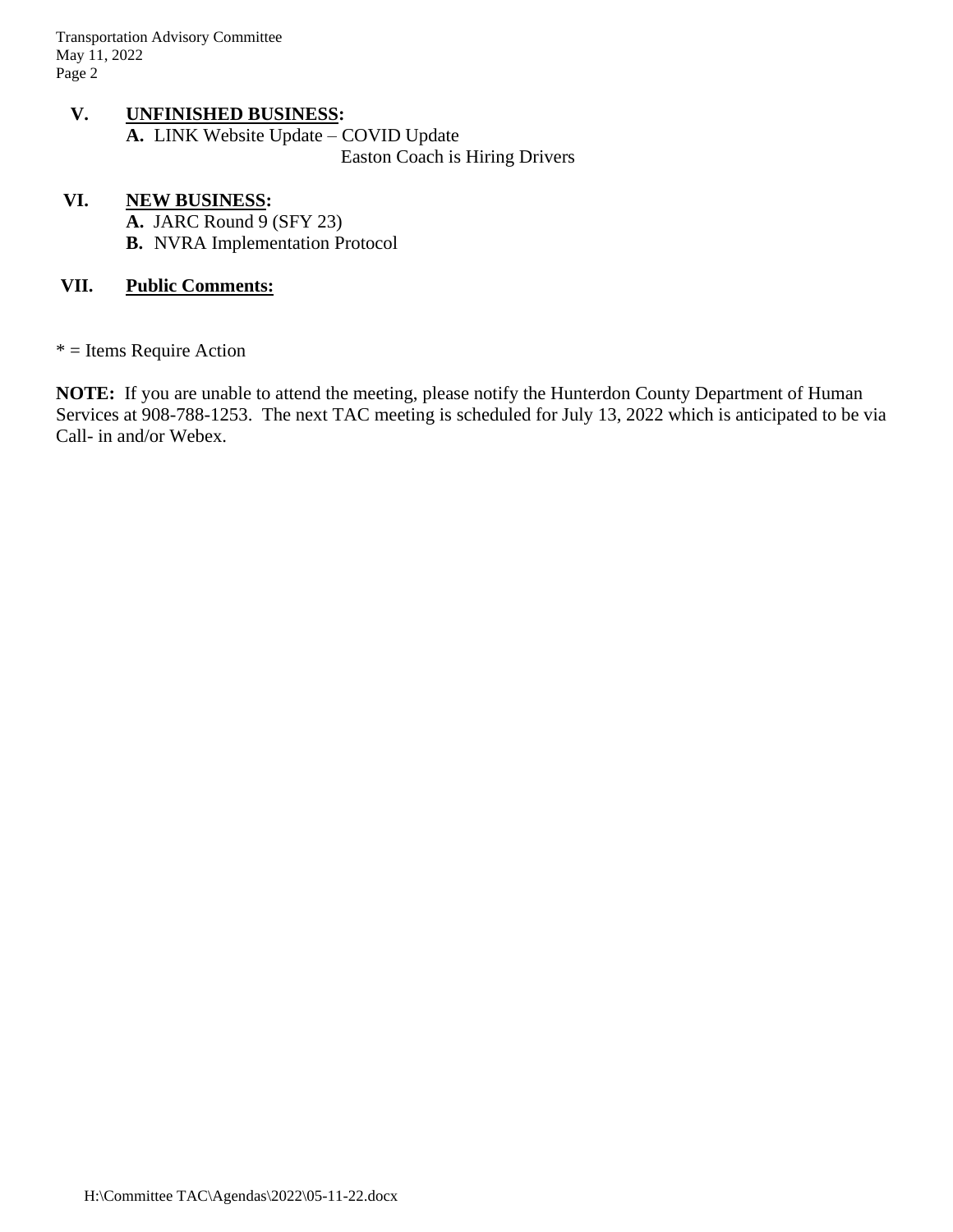## V. UNFINISHED BUSINESS:

**A.** LINK Website Update – COVID Update
Easton Coach is Hiring Drivers

## VI. NEW BUSINESS:

**A.** JARC Round 9 (SFY 23)
**B.** NVRA Implementation Protocol

## VII. Public Comments:

* = Items Require Action

**NOTE:** If you are unable to attend the meeting, please notify the Hunterdon County Department of Human Services at 908-788-1253. The next TAC meeting is scheduled for July 13, 2022 which is anticipated to be via Call- in and/or Webex.

H:\Committee TAC\Agendas\2022\05-11-22.docx